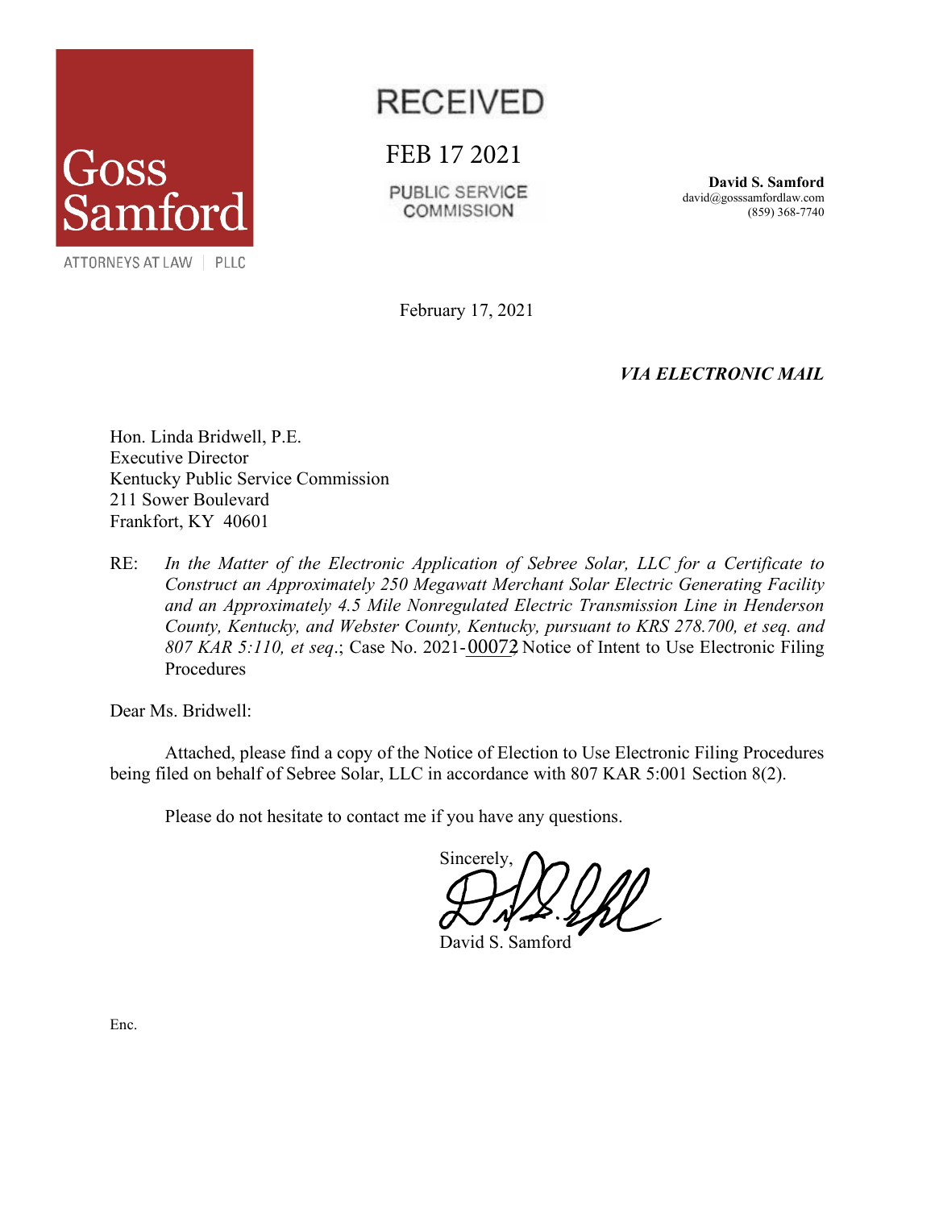Goss Samford

ATTORNEYS AT LAW | PLLC

RECEIVED

FEB 17 2021

PUBLIC SERVICE COMMISSION

**David S. Samford**
david@gosssamfordlaw.com
(859) 368-7740

February 17, 2021

***VIA ELECTRONIC MAIL***

Hon. Linda Bridwell, P.E.
Executive Director
Kentucky Public Service Commission
211 Sower Boulevard
Frankfort, KY 40601

RE: *In the Matter of the Electronic Application of Sebree Solar, LLC for a Certificate to Construct an Approximately 250 Megawatt Merchant Solar Electric Generating Facility and an Approximately 4.5 Mile Nonregulated Electric Transmission Line in Henderson County, Kentucky, and Webster County, Kentucky, pursuant to KRS 278.700, et seq. and 807 KAR 5:110, et seq*.; Case No. 2021-00072, Notice of Intent to Use Electronic Filing Procedures

Dear Ms. Bridwell:

Attached, please find a copy of the Notice of Election to Use Electronic Filing Procedures being filed on behalf of Sebree Solar, LLC in accordance with 807 KAR 5:001 Section 8(2).

Please do not hesitate to contact me if you have any questions.

Sincerely,

David S. Samford

Enc.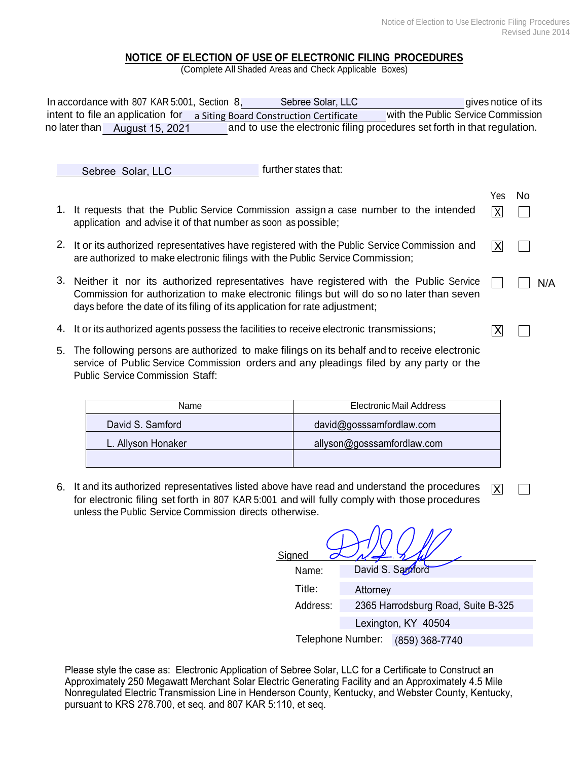Notice of Election to Use Electronic Filing Procedures
Revised June 2014

# NOTICE OF ELECTION OF USE OF ELECTRONIC FILING PROCEDURES

(Complete All Shaded Areas and Check Applicable Boxes)

In accordance with 807 KAR 5:001, Section 8, Sebree Solar, LLC gives notice of its intent to file an application for a Siting Board Construction Certificate with the Public Service Commission no later than August 15, 2021 and to use the electronic filing procedures set forth in that regulation.

Sebree Solar, LLC further states that:

| | | Yes | No | |
|---|---|---|---|---|
| 1. | It requests that the Public Service Commission assign a case number to the intended application and advise it of that number as soon as possible; | X | ☐ | |
| 2. | It or its authorized representatives have registered with the Public Service Commission and are authorized to make electronic filings with the Public Service Commission; | X | ☐ | |
| 3. | Neither it nor its authorized representatives have registered with the Public Service Commission for authorization to make electronic filings but will do so no later than seven days before the date of its filing of its application for rate adjustment; | ☐ | ☐ | N/A |
| 4. | It or its authorized agents possess the facilities to receive electronic transmissions; | X | ☐ | |

5. The following persons are authorized to make filings on its behalf and to receive electronic service of Public Service Commission orders and any pleadings filed by any party or the Public Service Commission Staff:

| Name | Electronic Mail Address |
|---|---|
| David S. Samford | david@gosssamfordlaw.com |
| L. Allyson Honaker | allyson@gosssamfordlaw.com |
| | |

| | | Yes | No |
|---|---|---|---|
| 6. | It and its authorized representatives listed above have read and understand the procedures for electronic filing set forth in 807 KAR 5:001 and will fully comply with those procedures unless the Public Service Commission directs otherwise. | X | ☐ |

Signed [signature]

Name: David S. Samford

Title: Attorney

Address: 2365 Harrodsburg Road, Suite B-325
Lexington, KY 40504

Telephone Number: (859) 368-7740

Please style the case as: Electronic Application of Sebree Solar, LLC for a Certificate to Construct an Approximately 250 Megawatt Merchant Solar Electric Generating Facility and an Approximately 4.5 Mile Nonregulated Electric Transmission Line in Henderson County, Kentucky, and Webster County, Kentucky, pursuant to KRS 278.700, et seq. and 807 KAR 5:110, et seq.